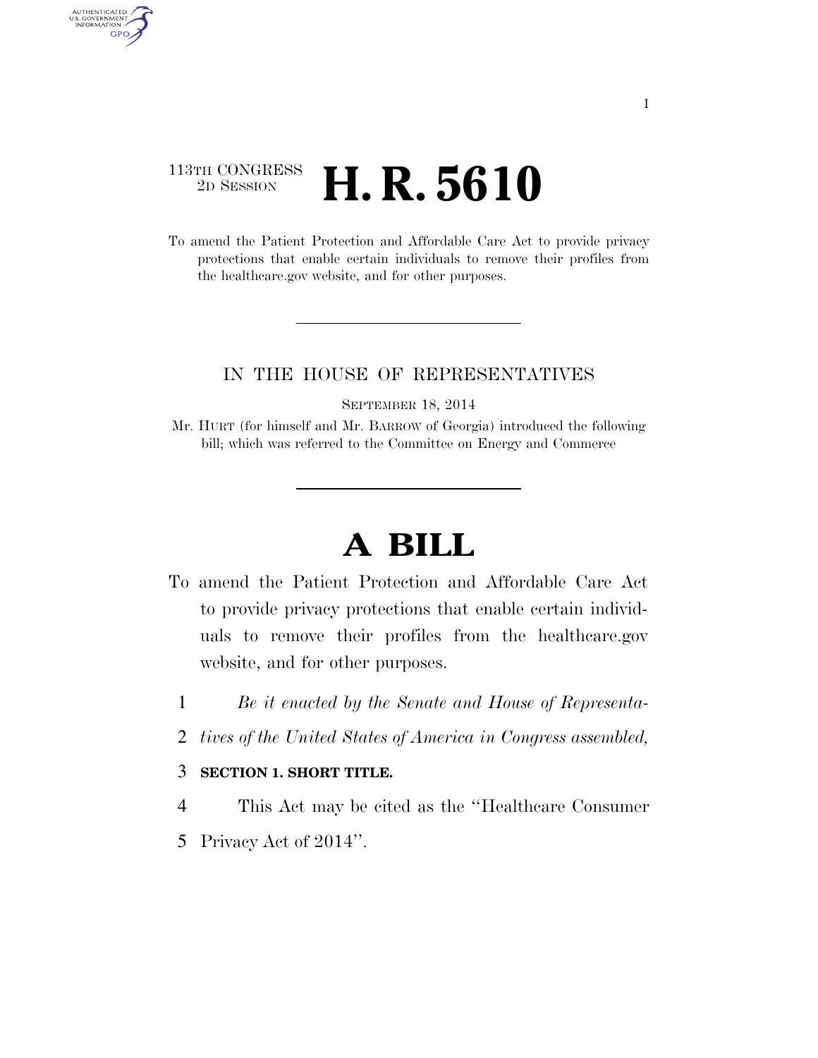113TH CONGRESS
2D SESSION

# H. R. 5610

To amend the Patient Protection and Affordable Care Act to provide privacy protections that enable certain individuals to remove their profiles from the healthcare.gov website, and for other purposes.

IN THE HOUSE OF REPRESENTATIVES

SEPTEMBER 18, 2014

Mr. HURT (for himself and Mr. BARROW of Georgia) introduced the following bill; which was referred to the Committee on Energy and Commerce

# A BILL

To amend the Patient Protection and Affordable Care Act to provide privacy protections that enable certain individuals to remove their profiles from the healthcare.gov website, and for other purposes.

1 *Be it enacted by the Senate and House of Representa-*

2 *tives of the United States of America in Congress assembled,*

3 **SECTION 1. SHORT TITLE.**

4 This Act may be cited as the ''Healthcare Consumer

5 Privacy Act of 2014''.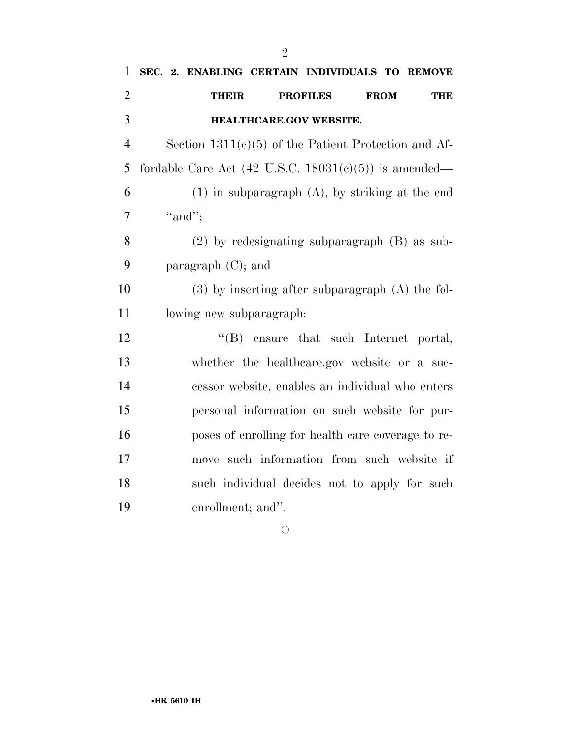**SEC. 2. ENABLING CERTAIN INDIVIDUALS TO REMOVE THEIR PROFILES FROM THE HEALTHCARE.GOV WEBSITE.**

Section 1311(c)(5) of the Patient Protection and Affordable Care Act (42 U.S.C. 18031(c)(5)) is amended—

(1) in subparagraph (A), by striking at the end ''and'';

(2) by redesignating subparagraph (B) as subparagraph (C); and

(3) by inserting after subparagraph (A) the following new subparagraph:

''(B) ensure that such Internet portal, whether the healthcare.gov website or a successor website, enables an individual who enters personal information on such website for purposes of enrolling for health care coverage to remove such information from such website if such individual decides not to apply for such enrollment; and''.